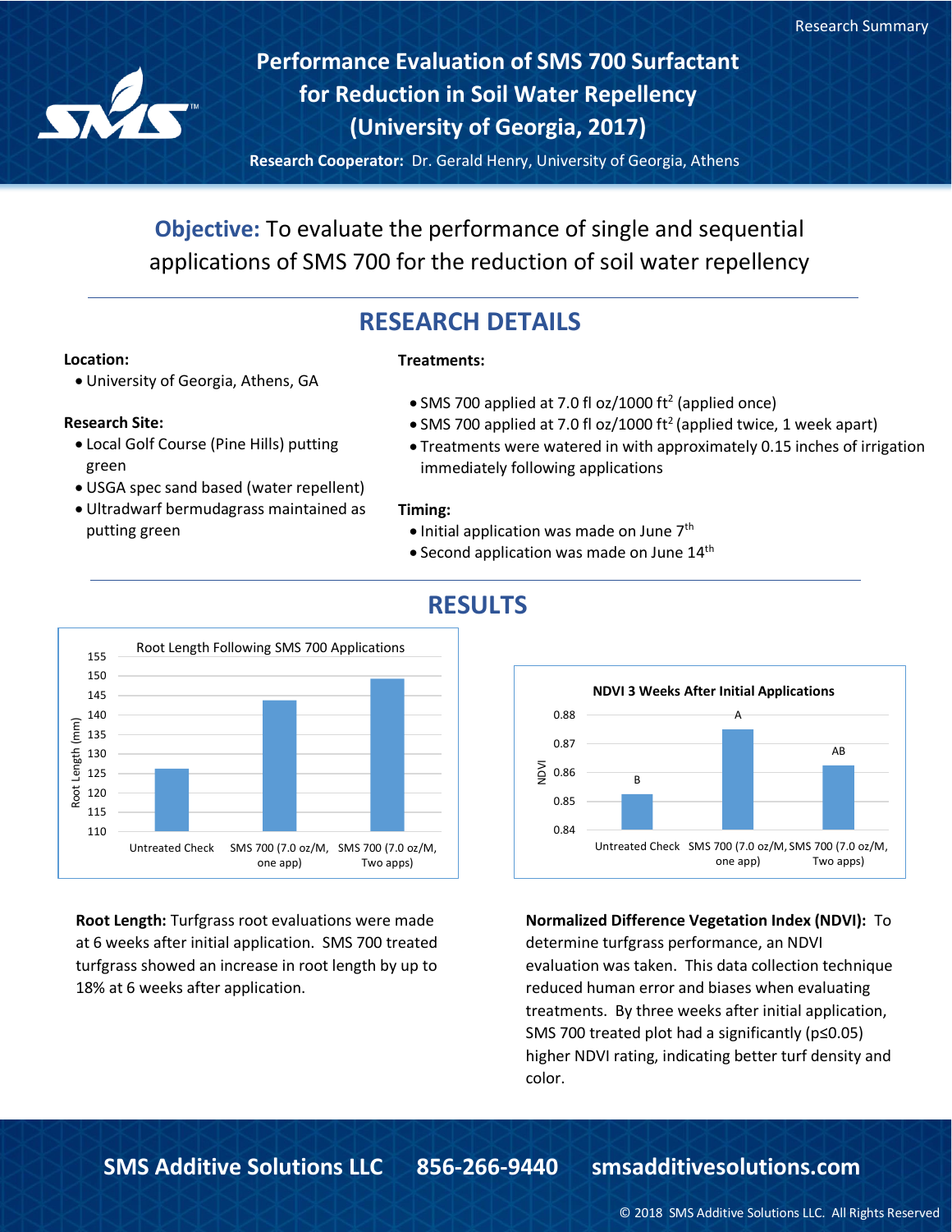Research Summary

# Performance Evaluation of SMS 700 Surfactant for Reduction in Soil Water Repellency (University of Georgia, 2017)

**Research Cooperator:** Dr. Gerald Henry, University of Georgia, Athens

**Objective:** To evaluate the performance of single and sequential applications of SMS 700 for the reduction of soil water repellency

## RESEARCH DETAILS

**Location:**

- University of Georgia, Athens, GA

**Research Site:**

- Local Golf Course (Pine Hills) putting green
- USGA spec sand based (water repellent)
- Ultradwarf bermudagrass maintained as putting green

**Treatments:**

- SMS 700 applied at 7.0 fl oz/1000 $ft^2$ (applied once)
- SMS 700 applied at 7.0 fl oz/1000 $ft^2$ (applied twice, 1 week apart)
- Treatments were watered in with approximately 0.15 inches of irrigation immediately following applications

**Timing:**

- Initial application was made on June 7th
- Second application was made on June 14th

## RESULTS

Root Length Following SMS 700 Applications

| Treatment | Root Length (mm) |
|---|---|
| Untreated Check | ~126 |
| SMS 700 (7.0 oz/M, one app) | ~144 |
| SMS 700 (7.0 oz/M, Two apps) | ~149 |

**Root Length:** Turfgrass root evaluations were made at 6 weeks after initial application. SMS 700 treated turfgrass showed an increase in root length by up to 18% at 6 weeks after application.

NDVI 3 Weeks After Initial Applications

| Treatment | NDVI | Letter |
|---|---|---|
| Untreated Check | ~0.853 | B |
| SMS 700 (7.0 oz/M, one app) | ~0.875 | A |
| SMS 700 (7.0 oz/M, Two apps) | ~0.863 | AB |

**Normalized Difference Vegetation Index (NDVI):** To determine turfgrass performance, an NDVI evaluation was taken. This data collection technique reduced human error and biases when evaluating treatments. By three weeks after initial application, SMS 700 treated plot had a significantly ($p \leq 0.05$) higher NDVI rating, indicating better turf density and color.

**SMS Additive Solutions LLC** **856-266-9440** **smsadditivesolutions.com**

© 2018 SMS Additive Solutions LLC. All Rights Reserved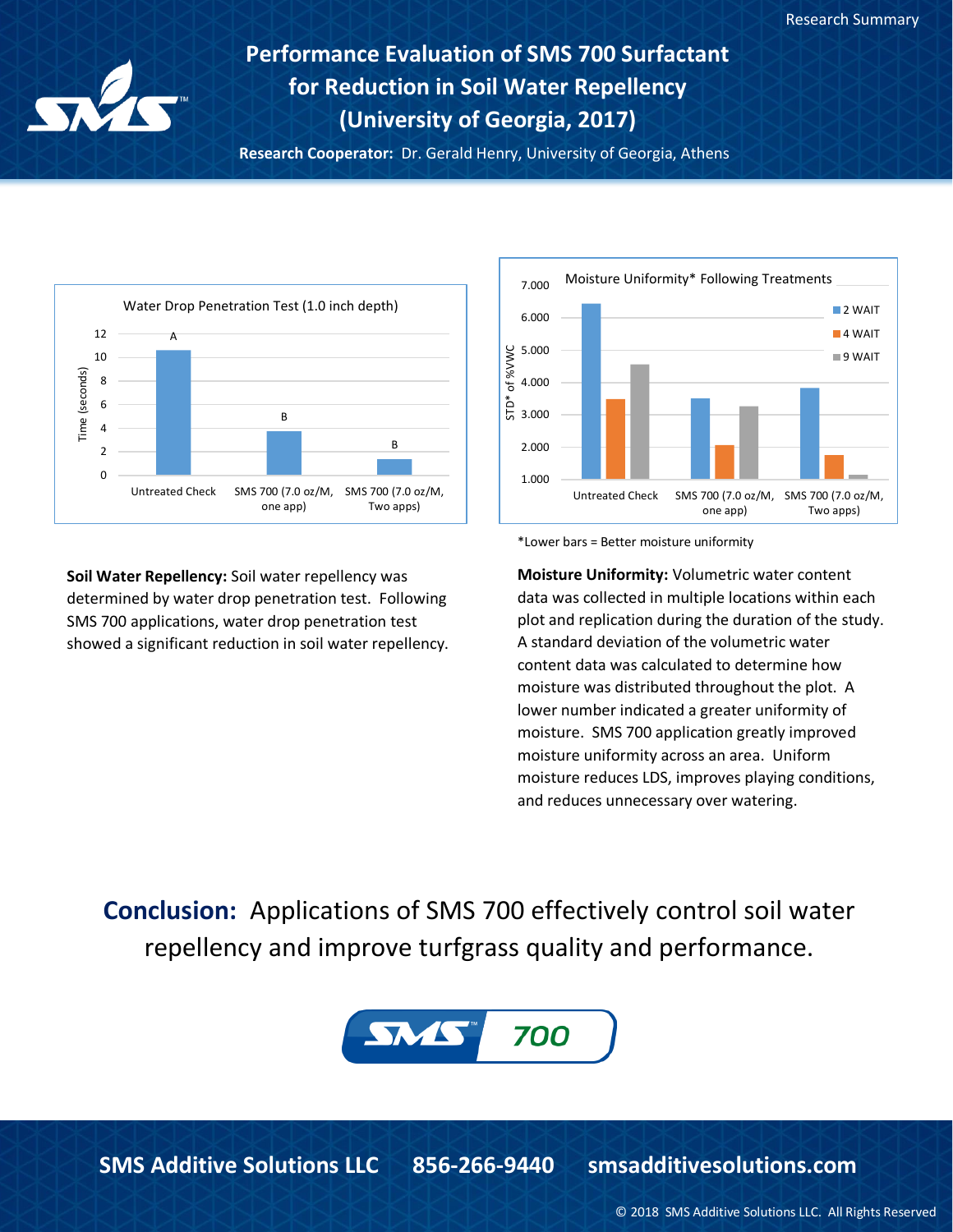Research Summary

# Performance Evaluation of SMS 700 Surfactant for Reduction in Soil Water Repellency (University of Georgia, 2017)

**Research Cooperator:** Dr. Gerald Henry, University of Georgia, Athens

Water Drop Penetration Test (1.0 inch depth)

Time (seconds)

0
2
4
6
8
10
12

A
B
B

Untreated Check
SMS 700 (7.0 oz/M, one app)
SMS 700 (7.0 oz/M, Two apps)

Moisture Uniformity* Following Treatments

STD* of %VWC

1.000
2.000
3.000
4.000
5.000
6.000
7.000

2 WAIT
4 WAIT
9 WAIT

Untreated Check
SMS 700 (7.0 oz/M, one app)
SMS 700 (7.0 oz/M, Two apps)

*Lower bars = Better moisture uniformity

**Soil Water Repellency:** Soil water repellency was determined by water drop penetration test. Following SMS 700 applications, water drop penetration test showed a significant reduction in soil water repellency.

**Moisture Uniformity:** Volumetric water content data was collected in multiple locations within each plot and replication during the duration of the study. A standard deviation of the volumetric water content data was calculated to determine how moisture was distributed throughout the plot. A lower number indicated a greater uniformity of moisture. SMS 700 application greatly improved moisture uniformity across an area. Uniform moisture reduces LDS, improves playing conditions, and reduces unnecessary over watering.

**Conclusion:** Applications of SMS 700 effectively control soil water repellency and improve turfgrass quality and performance.

SMS 700

SMS Additive Solutions LLC 856-266-9440 smsadditivesolutions.com

© 2018 SMS Additive Solutions LLC. All Rights Reserved